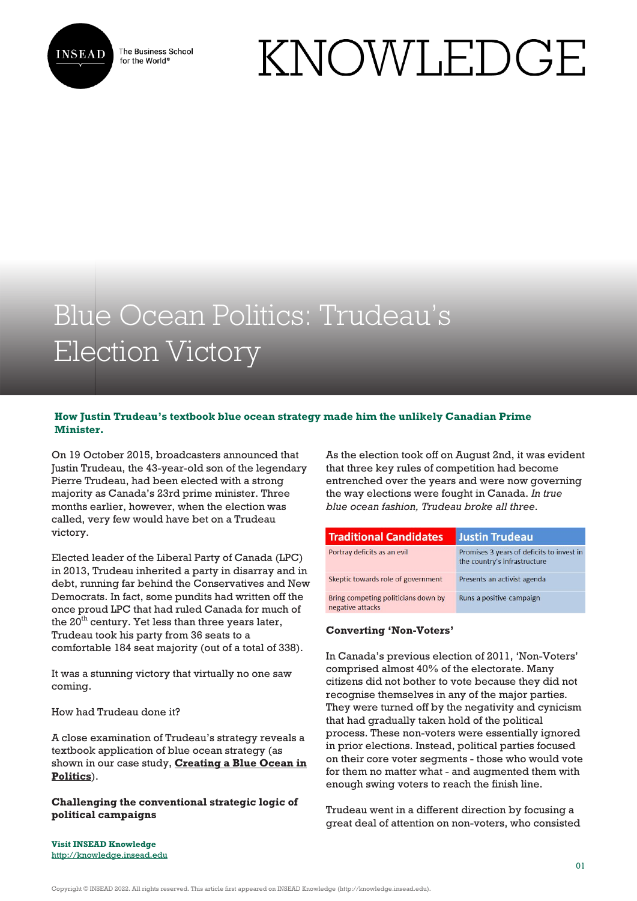# Blue Ocean Politics: Trudeau's Election Victory

**How Justin Trudeau's textbook blue ocean strategy made him the unlikely Canadian Prime Minister.**

On 19 October 2015, broadcasters announced that Justin Trudeau, the 43-year-old son of the legendary Pierre Trudeau, had been elected with a strong majority as Canada's 23rd prime minister. Three months earlier, however, when the election was called, very few would have bet on a Trudeau victory.

Elected leader of the Liberal Party of Canada (LPC) in 2013, Trudeau inherited a party in disarray and in debt, running far behind the Conservatives and New Democrats. In fact, some pundits had written off the once proud LPC that had ruled Canada for much of the 20th century. Yet less than three years later, Trudeau took his party from 36 seats to a comfortable 184 seat majority (out of a total of 338).

It was a stunning victory that virtually no one saw coming.

How had Trudeau done it?

A close examination of Trudeau's strategy reveals a textbook application of blue ocean strategy (as shown in our case study, **Creating a Blue Ocean in Politics**).

**Challenging the conventional strategic logic of political campaigns**

As the election took off on August 2nd, it was evident that three key rules of competition had become entrenched over the years and were now governing the way elections were fought in Canada. *In true blue ocean fashion, Trudeau broke all three.*

| Traditional Candidates | Justin Trudeau |
| --- | --- |
| Portray deficits as an evil | Promises 3 years of deficits to invest in the country's infrastructure |
| Skeptic towards role of government | Presents an activist agenda |
| Bring competing politicians down by negative attacks | Runs a positive campaign |

**Converting 'Non-Voters'**

In Canada's previous election of 2011, 'Non-Voters' comprised almost 40% of the electorate. Many citizens did not bother to vote because they did not recognise themselves in any of the major parties. They were turned off by the negativity and cynicism that had gradually taken hold of the political process. These non-voters were essentially ignored in prior elections. Instead, political parties focused on their core voter segments - those who would vote for them no matter what - and augmented them with enough swing voters to reach the finish line.

Trudeau went in a different direction by focusing a great deal of attention on non-voters, who consisted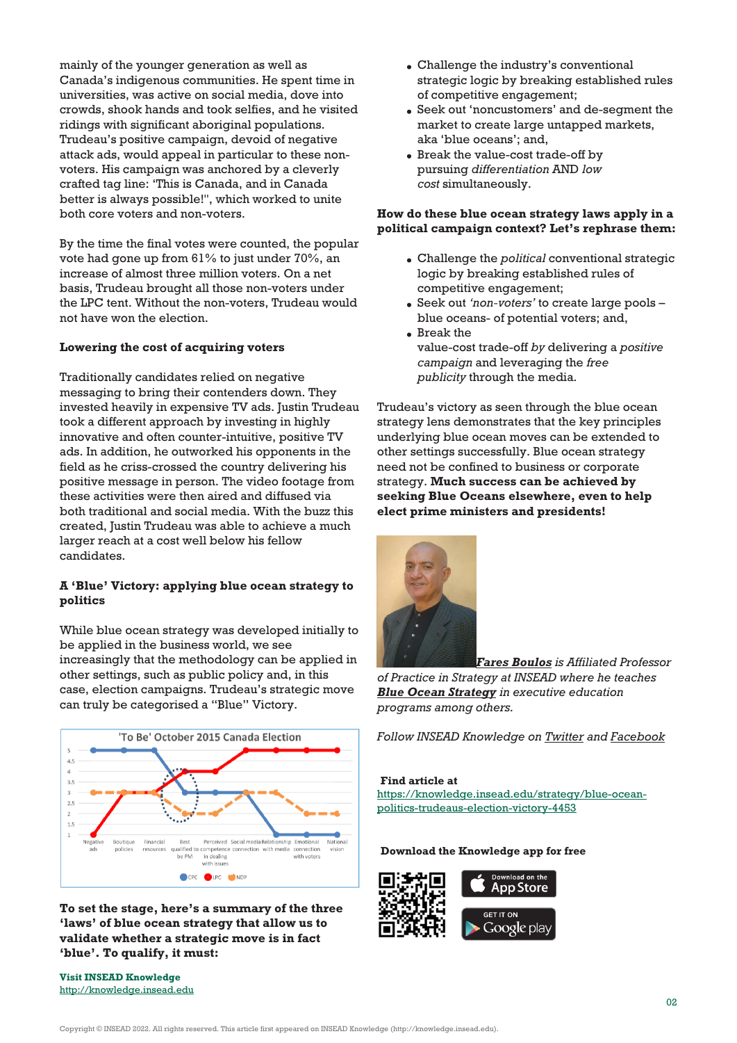mainly of the younger generation as well as Canada's indigenous communities. He spent time in universities, was active on social media, dove into crowds, shook hands and took selfies, and he visited ridings with significant aboriginal populations. Trudeau's positive campaign, devoid of negative attack ads, would appeal in particular to these non-voters. His campaign was anchored by a cleverly crafted tag line: 'This is Canada, and in Canada better is always possible!", which worked to unite both core voters and non-voters.

By the time the final votes were counted, the popular vote had gone up from 61% to just under 70%, an increase of almost three million voters. On a net basis, Trudeau brought all those non-voters under the LPC tent. Without the non-voters, Trudeau would not have won the election.

**Lowering the cost of acquiring voters**

Traditionally candidates relied on negative messaging to bring their contenders down. They invested heavily in expensive TV ads. Justin Trudeau took a different approach by investing in highly innovative and often counter-intuitive, positive TV ads. In addition, he outworked his opponents in the field as he criss-crossed the country delivering his positive message in person. The video footage from these activities were then aired and diffused via both traditional and social media. With the buzz this created, Justin Trudeau was able to achieve a much larger reach at a cost well below his fellow candidates.

**A 'Blue' Victory: applying blue ocean strategy to politics**

While blue ocean strategy was developed initially to be applied in the business world, we see increasingly that the methodology can be applied in other settings, such as public policy and, in this case, election campaigns. Trudeau's strategic move can truly be categorised a "Blue" Victory.

'To Be' October 2015 Canada Election

5
4.5
4
3.5
3
2.5
2
1.5
1

Negative ads
Boutique policies
Financial resources
Best qualified to be PM
Perceived competence in dealing with issues
Social media connection
Relationship with media
Emotional connection with voters
National vision

CPC
LPC
NDP

**To set the stage, here's a summary of the three 'laws' of blue ocean strategy that allow us to validate whether a strategic move is in fact 'blue'. To qualify, it must:**

- Challenge the industry's conventional strategic logic by breaking established rules of competitive engagement;
- Seek out 'noncustomers' and de-segment the market to create large untapped markets, aka 'blue oceans'; and,
- Break the value-cost trade-off by pursuing *differentiation* AND *low cost* simultaneously.

**How do these blue ocean strategy laws apply in a political campaign context? Let's rephrase them:**

- Challenge the *political* conventional strategic logic by breaking established rules of competitive engagement;
- Seek out *'non-voters'* to create large pools – blue oceans- of potential voters; and,
- Break the value-cost trade-off *by* delivering a *positive campaign* and leveraging the *free publicity* through the media.

Trudeau's victory as seen through the blue ocean strategy lens demonstrates that the key principles underlying blue ocean moves can be extended to other settings successfully. Blue ocean strategy need not be confined to business or corporate strategy. **Much success can be achieved by seeking Blue Oceans elsewhere, even to help elect prime ministers and presidents!**

***Fares Boulos*** *is Affiliated Professor of Practice in Strategy at INSEAD where he teaches* ***Blue Ocean Strategy*** *in executive education programs among others.*

*Follow INSEAD Knowledge on Twitter and Facebook*

**Find article at**
https://knowledge.insead.edu/strategy/blue-ocean-politics-trudeaus-election-victory-4453

**Download the Knowledge app for free**

Download on the App Store

GET IT ON Google play

**Visit INSEAD Knowledge**
http://knowledge.insead.edu

Copyright © INSEAD 2022. All rights reserved. This article first appeared on INSEAD Knowledge (http://knowledge.insead.edu).